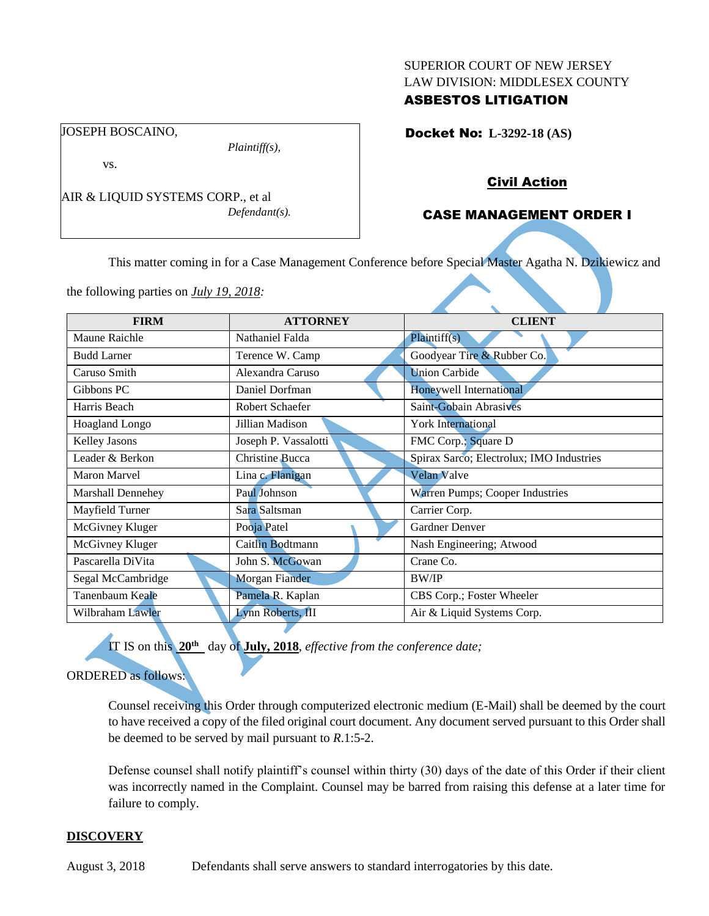SUPERIOR COURT OF NEW JERSEY
LAW DIVISION: MIDDLESEX COUNTY
**ASBESTOS LITIGATION**

JOSEPH BOSCAINO,
*Plaintiff(s),*

vs.

AIR & LIQUID SYSTEMS CORP., et al
*Defendant(s).*

**Docket No: L-3292-18 (AS)**

**Civil Action**

**CASE MANAGEMENT ORDER I**

This matter coming in for a Case Management Conference before Special Master Agatha N. Dzikiewicz and the following parties on *July 19, 2018:*

| FIRM | ATTORNEY | CLIENT |
|---|---|---|
| Maune Raichle | Nathaniel Falda | Plaintiff(s) |
| Budd Larner | Terence W. Camp | Goodyear Tire & Rubber Co. |
| Caruso Smith | Alexandra Caruso | Union Carbide |
| Gibbons PC | Daniel Dorfman | Honeywell International |
| Harris Beach | Robert Schaefer | Saint-Gobain Abrasives |
| Hoagland Longo | Jillian Madison | York International |
| Kelley Jasons | Joseph P. Vassalotti | FMC Corp.; Square D |
| Leader & Berkon | Christine Bucca | Spirax Sarco; Electrolux; IMO Industries |
| Maron Marvel | Lina c. Flanigan | Velan Valve |
| Marshall Dennehey | Paul Johnson | Warren Pumps; Cooper Industries |
| Mayfield Turner | Sara Saltsman | Carrier Corp. |
| McGivney Kluger | Pooja Patel | Gardner Denver |
| McGivney Kluger | Caitlin Bodtmann | Nash Engineering; Atwood |
| Pascarella DiVita | John S. McGowan | Crane Co. |
| Segal McCambridge | Morgan Fiander | BW/IP |
| Tanenbaum Keale | Pamela R. Kaplan | CBS Corp.; Foster Wheeler |
| Wilbraham Lawler | Lynn Roberts, III | Air & Liquid Systems Corp. |

IT IS on this **20th** day of **July, 2018**, *effective from the conference date;*

ORDERED as follows:

Counsel receiving this Order through computerized electronic medium (E-Mail) shall be deemed by the court to have received a copy of the filed original court document. Any document served pursuant to this Order shall be deemed to be served by mail pursuant to *R*.1:5-2.

Defense counsel shall notify plaintiff's counsel within thirty (30) days of the date of this Order if their client was incorrectly named in the Complaint. Counsel may be barred from raising this defense at a later time for failure to comply.

**DISCOVERY**

August 3, 2018 Defendants shall serve answers to standard interrogatories by this date.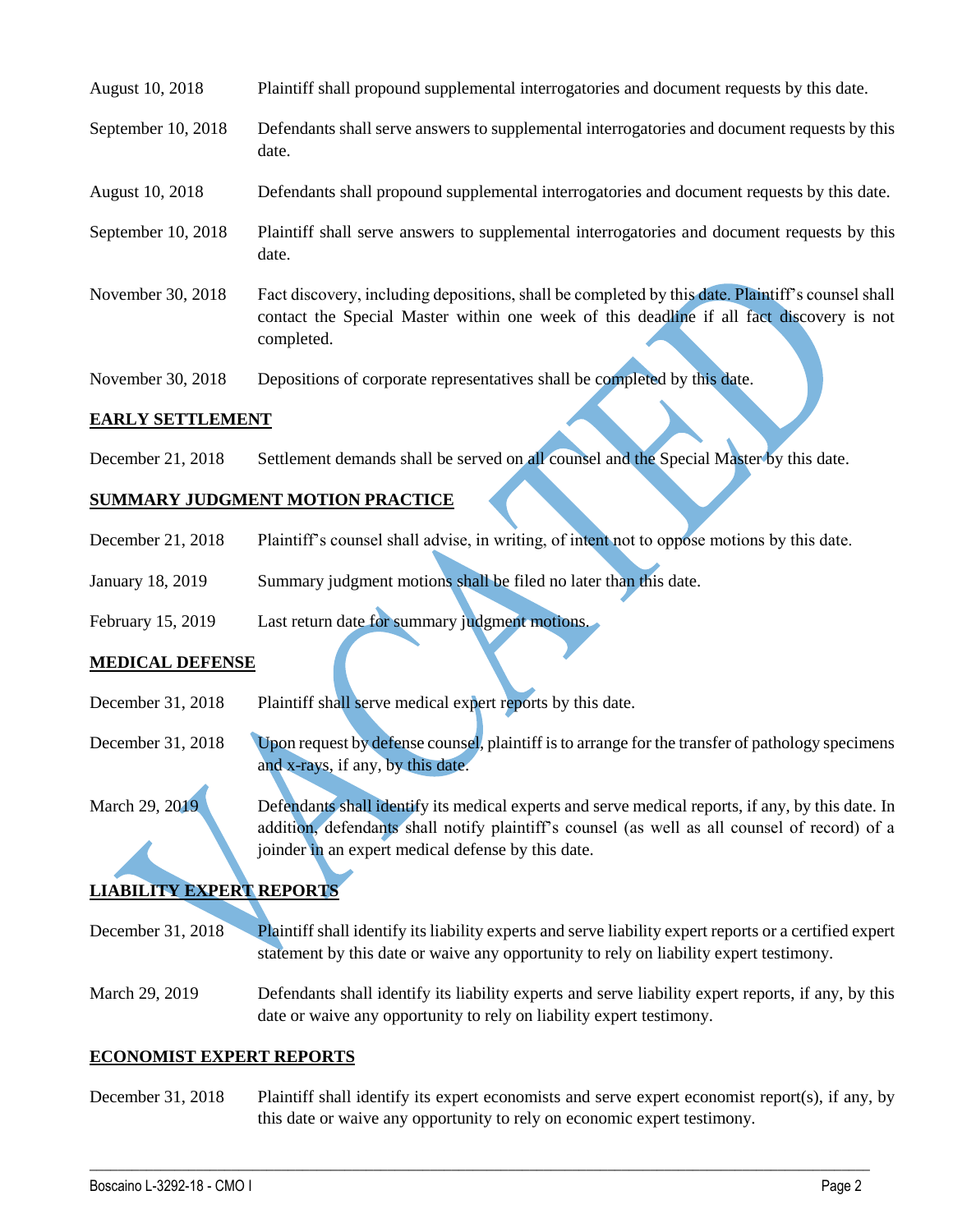| | |
|---|---|
| August 10, 2018 | Plaintiff shall propound supplemental interrogatories and document requests by this date. |
| September 10, 2018 | Defendants shall serve answers to supplemental interrogatories and document requests by this date. |
| August 10, 2018 | Defendants shall propound supplemental interrogatories and document requests by this date. |
| September 10, 2018 | Plaintiff shall serve answers to supplemental interrogatories and document requests by this date. |
| November 30, 2018 | Fact discovery, including depositions, shall be completed by this date. Plaintiff's counsel shall contact the Special Master within one week of this deadline if all fact discovery is not completed. |
| November 30, 2018 | Depositions of corporate representatives shall be completed by this date. |

**EARLY SETTLEMENT**

| | |
|---|---|
| December 21, 2018 | Settlement demands shall be served on all counsel and the Special Master by this date. |

**SUMMARY JUDGMENT MOTION PRACTICE**

| | |
|---|---|
| December 21, 2018 | Plaintiff's counsel shall advise, in writing, of intent not to oppose motions by this date. |
| January 18, 2019 | Summary judgment motions shall be filed no later than this date. |
| February 15, 2019 | Last return date for summary judgment motions. |

**MEDICAL DEFENSE**

| | |
|---|---|
| December 31, 2018 | Plaintiff shall serve medical expert reports by this date. |
| December 31, 2018 | Upon request by defense counsel, plaintiff is to arrange for the transfer of pathology specimens and x-rays, if any, by this date. |
| March 29, 2019 | Defendants shall identify its medical experts and serve medical reports, if any, by this date. In addition, defendants shall notify plaintiff's counsel (as well as all counsel of record) of a joinder in an expert medical defense by this date. |

**LIABILITY EXPERT REPORTS**

| | |
|---|---|
| December 31, 2018 | Plaintiff shall identify its liability experts and serve liability expert reports or a certified expert statement by this date or waive any opportunity to rely on liability expert testimony. |
| March 29, 2019 | Defendants shall identify its liability experts and serve liability expert reports, if any, by this date or waive any opportunity to rely on liability expert testimony. |

**ECONOMIST EXPERT REPORTS**

| | |
|---|---|
| December 31, 2018 | Plaintiff shall identify its expert economists and serve expert economist report(s), if any, by this date or waive any opportunity to rely on economic expert testimony. |

VACATED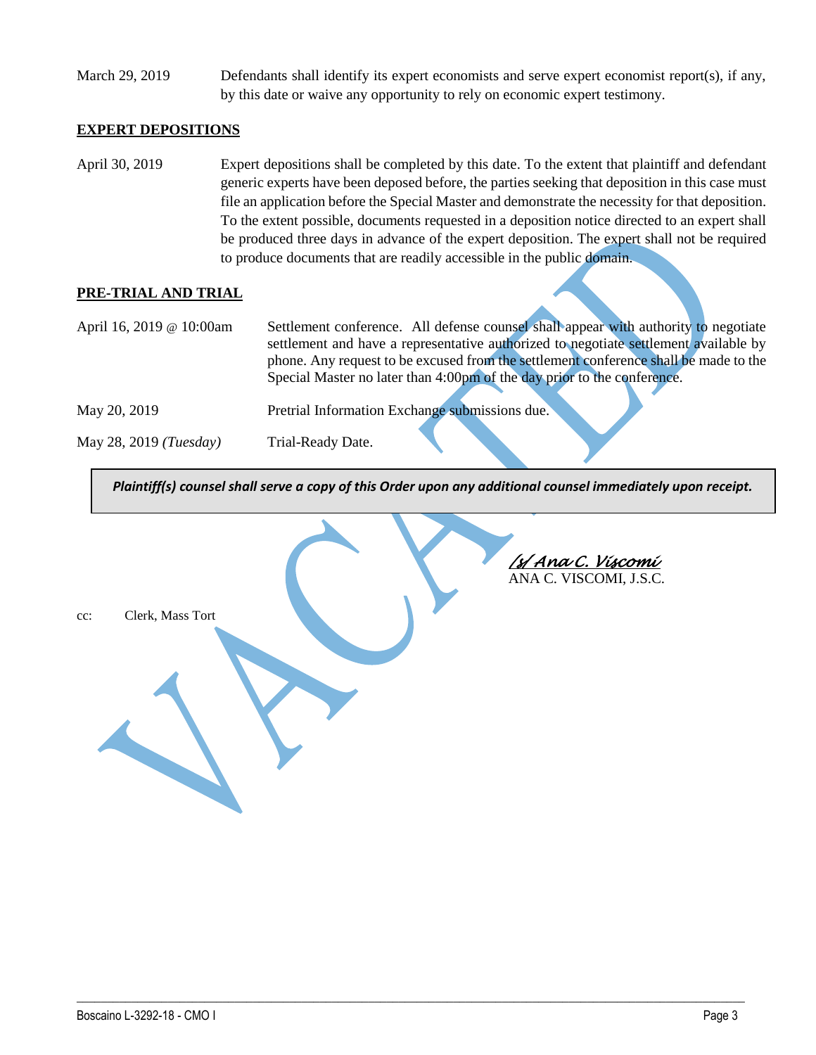March 29, 2019 Defendants shall identify its expert economists and serve expert economist report(s), if any, by this date or waive any opportunity to rely on economic expert testimony.

**EXPERT DEPOSITIONS**

April 30, 2019 Expert depositions shall be completed by this date. To the extent that plaintiff and defendant generic experts have been deposed before, the parties seeking that deposition in this case must file an application before the Special Master and demonstrate the necessity for that deposition. To the extent possible, documents requested in a deposition notice directed to an expert shall be produced three days in advance of the expert deposition. The expert shall not be required to produce documents that are readily accessible in the public domain.

**PRE-TRIAL AND TRIAL**

April 16, 2019 @ 10:00am Settlement conference. All defense counsel shall appear with authority to negotiate settlement and have a representative authorized to negotiate settlement available by phone. Any request to be excused from the settlement conference shall be made to the Special Master no later than 4:00pm of the day prior to the conference.

May 20, 2019 Pretrial Information Exchange submissions due.

May 28, 2019 *(Tuesday)* Trial-Ready Date.

***Plaintiff(s) counsel shall serve a copy of this Order upon any additional counsel immediately upon receipt.***

*/s/ Ana C. Viscomi*
ANA C. VISCOMI, J.S.C.

cc: Clerk, Mass Tort

VACATED